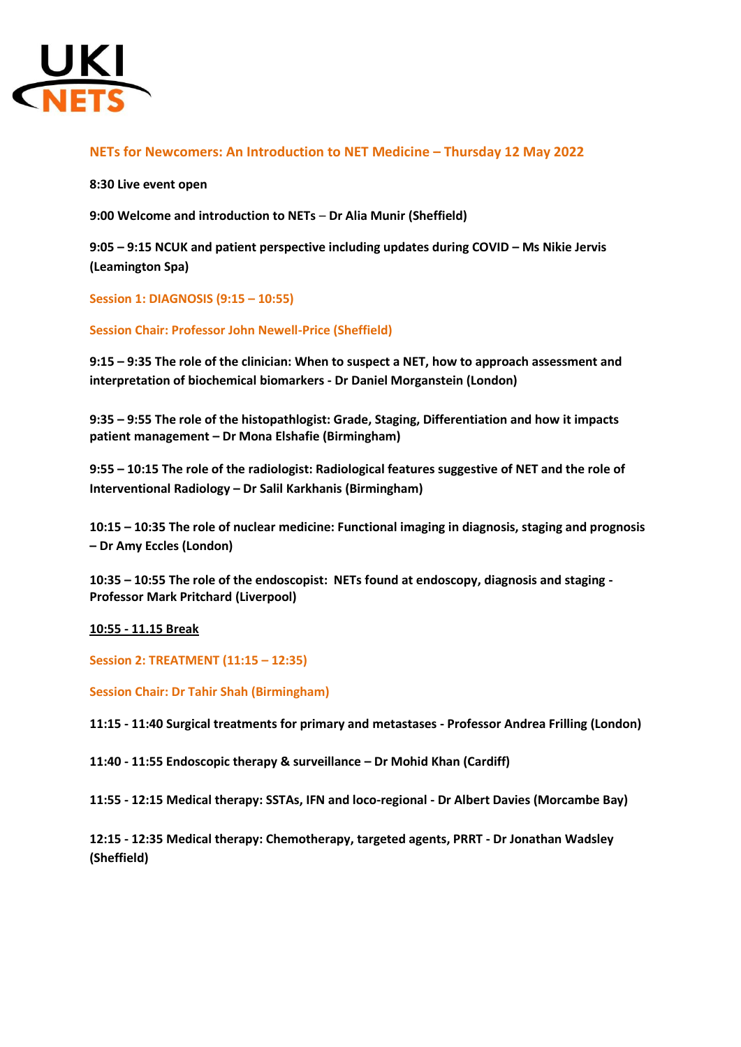UKI NETS

## NETs for Newcomers: An Introduction to NET Medicine – Thursday 12 May 2022

**8:30 Live event open**

**9:00 Welcome and introduction to NETs – Dr Alia Munir (Sheffield)**

**9:05 – 9:15 NCUK and patient perspective including updates during COVID – Ms Nikie Jervis (Leamington Spa)**

### Session 1: DIAGNOSIS (9:15 – 10:55)

### Session Chair: Professor John Newell-Price (Sheffield)

**9:15 – 9:35 The role of the clinician: When to suspect a NET, how to approach assessment and interpretation of biochemical biomarkers - Dr Daniel Morganstein (London)**

**9:35 – 9:55 The role of the histopathlogist: Grade, Staging, Differentiation and how it impacts patient management – Dr Mona Elshafie (Birmingham)**

**9:55 – 10:15 The role of the radiologist: Radiological features suggestive of NET and the role of Interventional Radiology – Dr Salil Karkhanis (Birmingham)**

**10:15 – 10:35 The role of nuclear medicine: Functional imaging in diagnosis, staging and prognosis – Dr Amy Eccles (London)**

**10:35 – 10:55 The role of the endoscopist: NETs found at endoscopy, diagnosis and staging - Professor Mark Pritchard (Liverpool)**

**10:55 - 11.15 Break**

### Session 2: TREATMENT (11:15 – 12:35)

### Session Chair: Dr Tahir Shah (Birmingham)

**11:15 - 11:40 Surgical treatments for primary and metastases - Professor Andrea Frilling (London)**

**11:40 - 11:55 Endoscopic therapy & surveillance – Dr Mohid Khan (Cardiff)**

**11:55 - 12:15 Medical therapy: SSTAs, IFN and loco-regional - Dr Albert Davies (Morcambe Bay)**

**12:15 - 12:35 Medical therapy: Chemotherapy, targeted agents, PRRT - Dr Jonathan Wadsley (Sheffield)**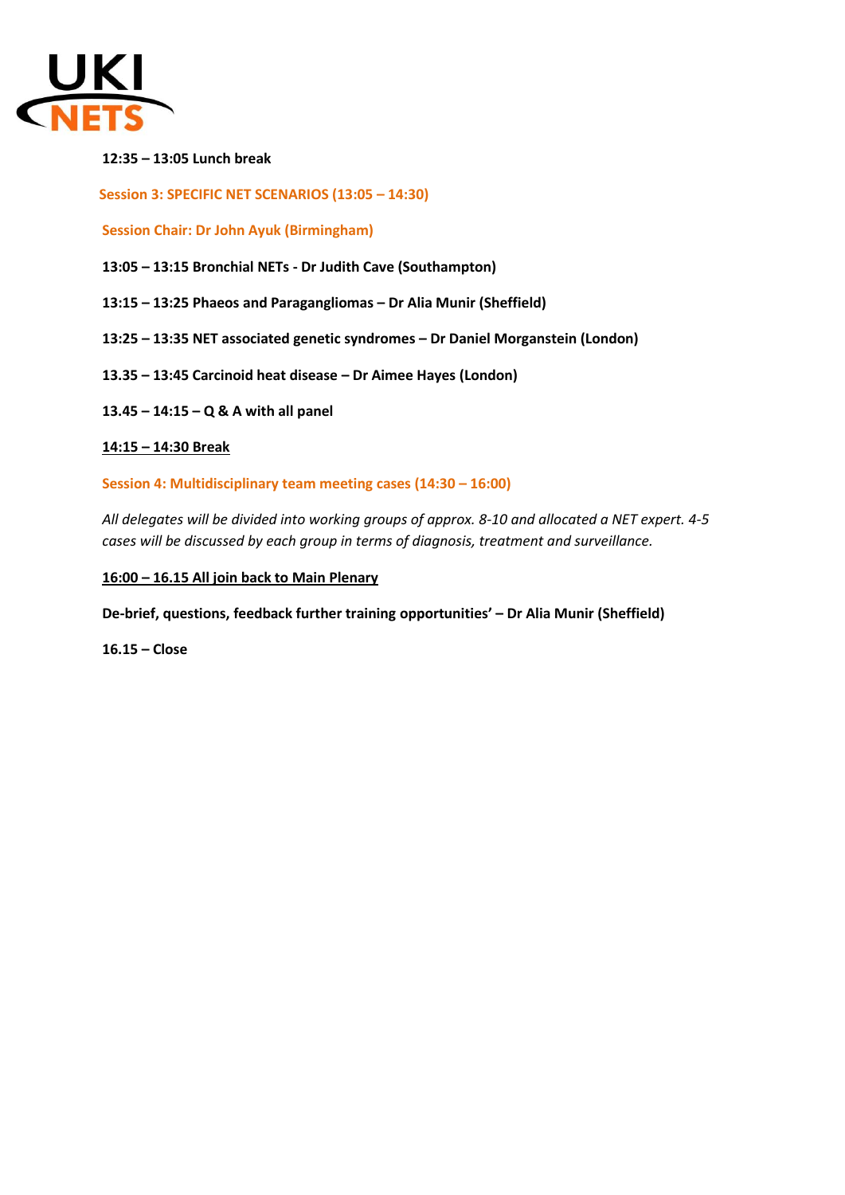**12:35 – 13:05 Lunch break**

**Session 3: SPECIFIC NET SCENARIOS (13:05 – 14:30)**

**Session Chair: Dr John Ayuk (Birmingham)**

**13:05 – 13:15 Bronchial NETs - Dr Judith Cave (Southampton)**

**13:15 – 13:25 Phaeos and Paragangliomas – Dr Alia Munir (Sheffield)**

**13:25 – 13:35 NET associated genetic syndromes – Dr Daniel Morganstein (London)**

**13.35 – 13:45 Carcinoid heat disease – Dr Aimee Hayes (London)**

**13.45 – 14:15 – Q & A with all panel**

**<u>14:15 – 14:30 Break</u>**

**Session 4: Multidisciplinary team meeting cases (14:30 – 16:00)**

*All delegates will be divided into working groups of approx. 8-10 and allocated a NET expert. 4-5 cases will be discussed by each group in terms of diagnosis, treatment and surveillance.*

**<u>16:00 – 16.15 All join back to Main Plenary</u>**

**De-brief, questions, feedback further training opportunities' – Dr Alia Munir (Sheffield)**

**16.15 – Close**